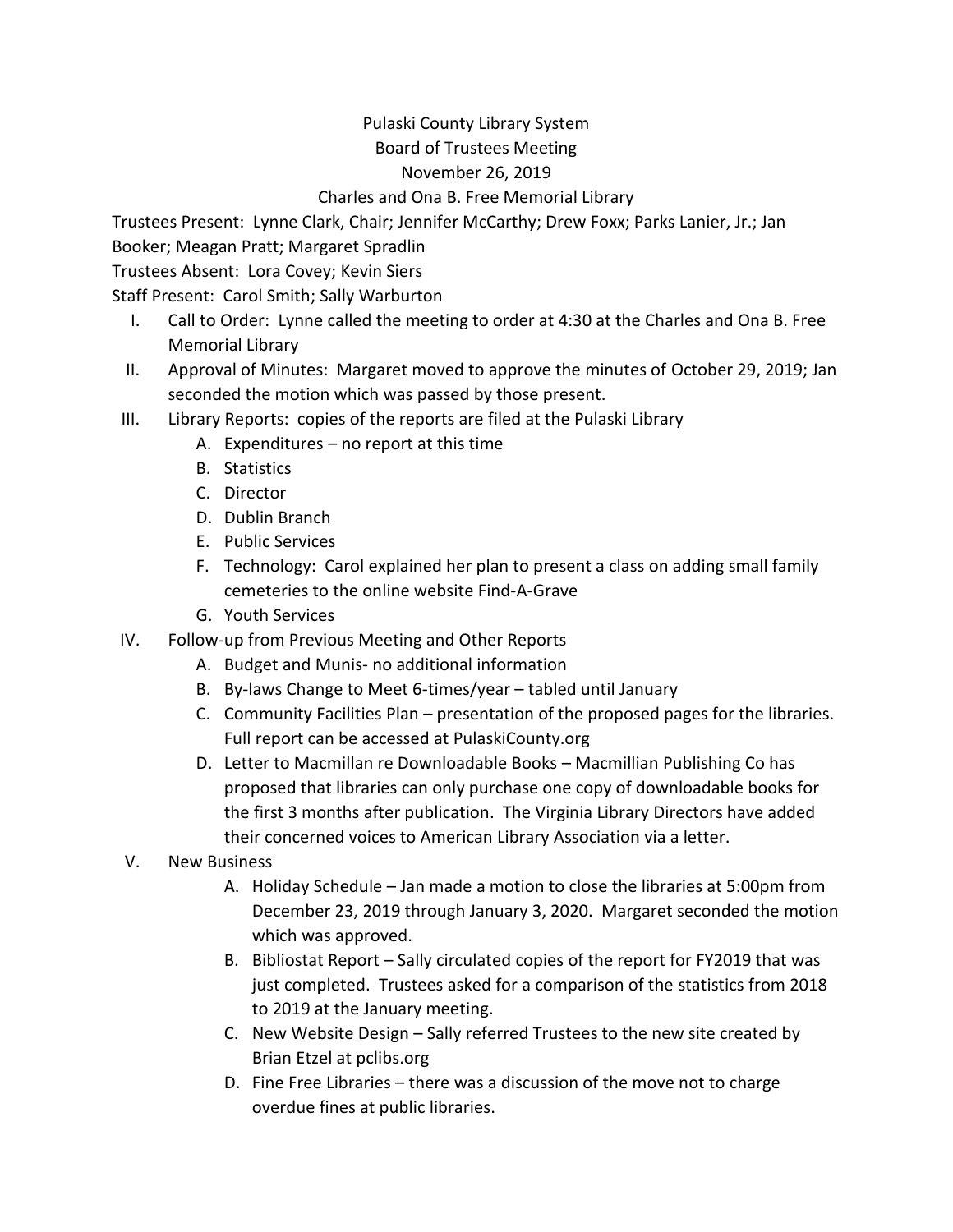# Pulaski County Library System

## Board of Trustees Meeting

## November 26, 2019

## Charles and Ona B. Free Memorial Library

Trustees Present: Lynne Clark, Chair; Jennifer McCarthy; Drew Foxx; Parks Lanier, Jr.; Jan Booker; Meagan Pratt; Margaret Spradlin

Trustees Absent: Lora Covey; Kevin Siers

Staff Present: Carol Smith; Sally Warburton

I. Call to Order: Lynne called the meeting to order at 4:30 at the Charles and Ona B. Free Memorial Library

II. Approval of Minutes: Margaret moved to approve the minutes of October 29, 2019; Jan seconded the motion which was passed by those present.

III. Library Reports: copies of the reports are filed at the Pulaski Library

   A. Expenditures – no report at this time
   B. Statistics
   C. Director
   D. Dublin Branch
   E. Public Services
   F. Technology: Carol explained her plan to present a class on adding small family cemeteries to the online website Find-A-Grave
   G. Youth Services

IV. Follow-up from Previous Meeting and Other Reports

   A. Budget and Munis- no additional information
   B. By-laws Change to Meet 6-times/year – tabled until January
   C. Community Facilities Plan – presentation of the proposed pages for the libraries. Full report can be accessed at PulaskiCounty.org
   D. Letter to Macmillan re Downloadable Books – Macmillian Publishing Co has proposed that libraries can only purchase one copy of downloadable books for the first 3 months after publication. The Virginia Library Directors have added their concerned voices to American Library Association via a letter.

V. New Business

   A. Holiday Schedule – Jan made a motion to close the libraries at 5:00pm from December 23, 2019 through January 3, 2020. Margaret seconded the motion which was approved.
   B. Bibliostat Report – Sally circulated copies of the report for FY2019 that was just completed. Trustees asked for a comparison of the statistics from 2018 to 2019 at the January meeting.
   C. New Website Design – Sally referred Trustees to the new site created by Brian Etzel at pclibs.org
   D. Fine Free Libraries – there was a discussion of the move not to charge overdue fines at public libraries.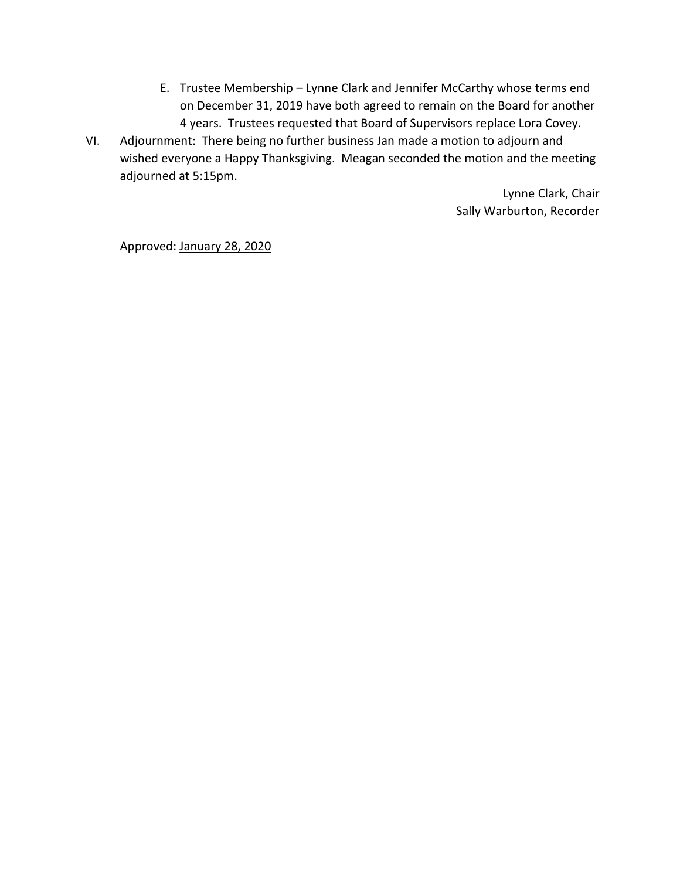E. Trustee Membership – Lynne Clark and Jennifer McCarthy whose terms end on December 31, 2019 have both agreed to remain on the Board for another 4 years. Trustees requested that Board of Supervisors replace Lora Covey.

VI. Adjournment: There being no further business Jan made a motion to adjourn and wished everyone a Happy Thanksgiving. Meagan seconded the motion and the meeting adjourned at 5:15pm.

Lynne Clark, Chair
Sally Warburton, Recorder

Approved: <u>January 28, 2020</u>